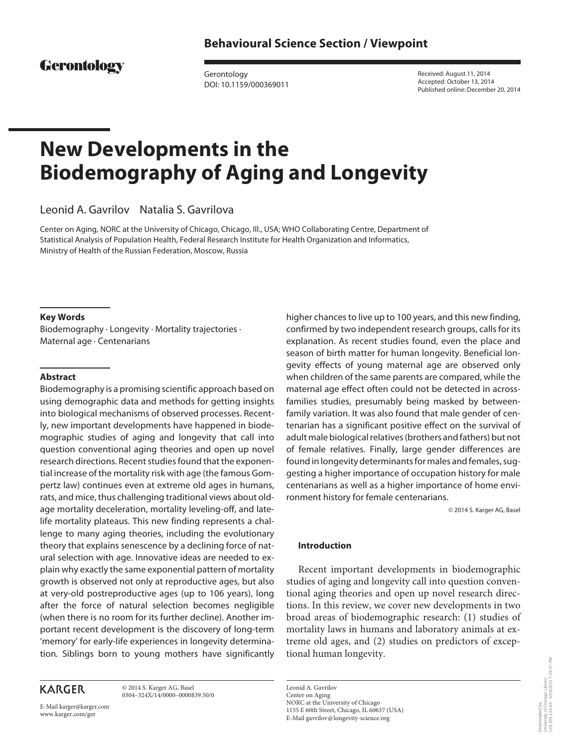Behavioural Science Section / Viewpoint

Gerontology

Gerontology
DOI: 10.1159/000369011

Received: August 11, 2014
Accepted: October 13, 2014
Published online: December 20, 2014

# New Developments in the Biodemography of Aging and Longevity

Leonid A. Gavrilov Natalia S. Gavrilova

Center on Aging, NORC at the University of Chicago, Chicago, Ill., USA; WHO Collaborating Centre, Department of Statistical Analysis of Population Health, Federal Research Institute for Health Organization and Informatics, Ministry of Health of the Russian Federation, Moscow, Russia

### Key Words

Biodemography · Longevity · Mortality trajectories · Maternal age · Centenarians

### Abstract

Biodemography is a promising scientific approach based on using demographic data and methods for getting insights into biological mechanisms of observed processes. Recently, new important developments have happened in biodemographic studies of aging and longevity that call into question conventional aging theories and open up novel research directions. Recent studies found that the exponential increase of the mortality risk with age (the famous Gompertz law) continues even at extreme old ages in humans, rats, and mice, thus challenging traditional views about old-age mortality deceleration, mortality leveling-off, and late-life mortality plateaus. This new finding represents a challenge to many aging theories, including the evolutionary theory that explains senescence by a declining force of natural selection with age. Innovative ideas are needed to explain why exactly the same exponential pattern of mortality growth is observed not only at reproductive ages, but also at very-old postreproductive ages (up to 106 years), long after the force of natural selection becomes negligible (when there is no room for its further decline). Another important recent development is the discovery of long-term 'memory' for early-life experiences in longevity determination. Siblings born to young mothers have significantly higher chances to live up to 100 years, and this new finding, confirmed by two independent research groups, calls for its explanation. As recent studies found, even the place and season of birth matter for human longevity. Beneficial longevity effects of young maternal age are observed only when children of the same parents are compared, while the maternal age effect often could not be detected in across-families studies, presumably being masked by between-family variation. It was also found that male gender of centenarian has a significant positive effect on the survival of adult male biological relatives (brothers and fathers) but not of female relatives. Finally, large gender differences are found in longevity determinants for males and females, suggesting a higher importance of occupation history for male centenarians as well as a higher importance of home environment history for female centenarians.

© 2014 S. Karger AG, Basel

### Introduction

Recent important developments in biodemographic studies of aging and longevity call into question conventional aging theories and open up novel research directions. In this review, we cover new developments in two broad areas of biodemographic research: (1) studies of mortality laws in humans and laboratory animals at extreme old ages, and (2) studies on predictors of exceptional human longevity.

KARGER

© 2014 S. Karger AG, Basel
0304–324X/14/0000–0000$39.50/0

E-Mail karger@karger.com
www.karger.com/ger

Leonid A. Gavrilov
Center on Aging
NORC at the University of Chicago
1155 E 60th Street, Chicago, IL 60637 (USA)
E-Mail gavrilov@longevity-science.org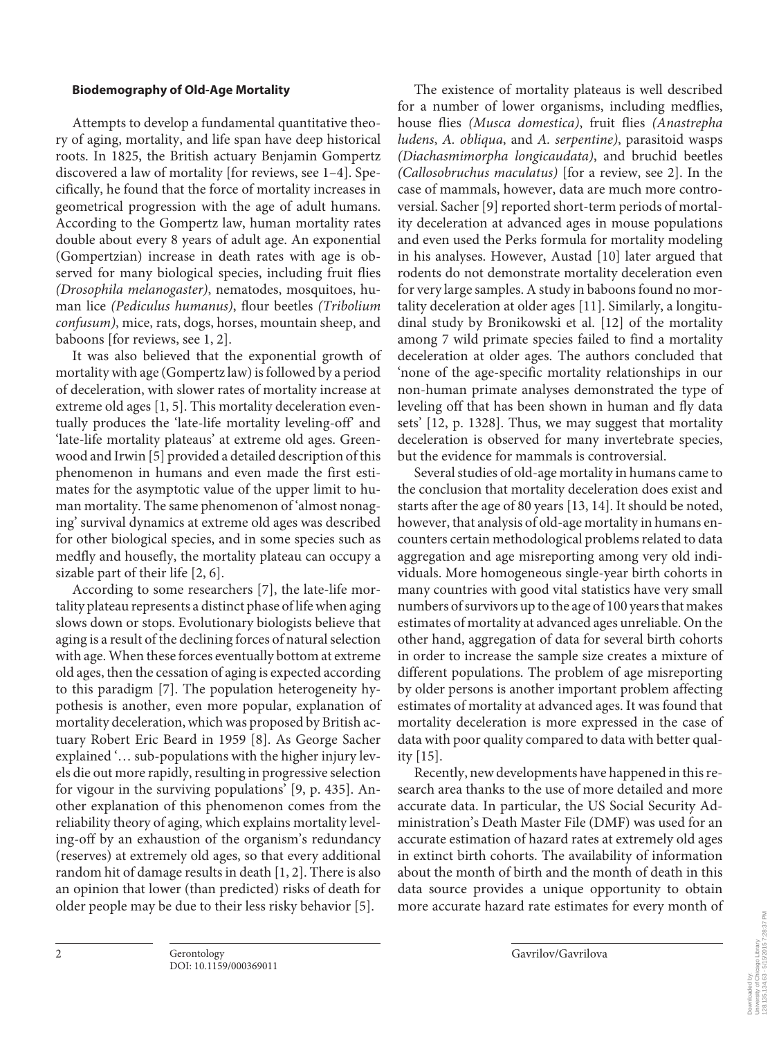### Biodemography of Old-Age Mortality

Attempts to develop a fundamental quantitative theory of aging, mortality, and life span have deep historical roots. In 1825, the British actuary Benjamin Gompertz discovered a law of mortality [for reviews, see 1–4]. Specifically, he found that the force of mortality increases in geometrical progression with the age of adult humans. According to the Gompertz law, human mortality rates double about every 8 years of adult age. An exponential (Gompertzian) increase in death rates with age is observed for many biological species, including fruit flies *(Drosophila melanogaster)*, nematodes, mosquitoes, human lice *(Pediculus humanus)*, flour beetles *(Tribolium confusum)*, mice, rats, dogs, horses, mountain sheep, and baboons [for reviews, see 1, 2].

It was also believed that the exponential growth of mortality with age (Gompertz law) is followed by a period of deceleration, with slower rates of mortality increase at extreme old ages [1, 5]. This mortality deceleration eventually produces the 'late-life mortality leveling-off' and 'late-life mortality plateaus' at extreme old ages. Greenwood and Irwin [5] provided a detailed description of this phenomenon in humans and even made the first estimates for the asymptotic value of the upper limit to human mortality. The same phenomenon of 'almost nonaging' survival dynamics at extreme old ages was described for other biological species, and in some species such as medfly and housefly, the mortality plateau can occupy a sizable part of their life [2, 6].

According to some researchers [7], the late-life mortality plateau represents a distinct phase of life when aging slows down or stops. Evolutionary biologists believe that aging is a result of the declining forces of natural selection with age. When these forces eventually bottom at extreme old ages, then the cessation of aging is expected according to this paradigm [7]. The population heterogeneity hypothesis is another, even more popular, explanation of mortality deceleration, which was proposed by British actuary Robert Eric Beard in 1959 [8]. As George Sacher explained '… sub-populations with the higher injury levels die out more rapidly, resulting in progressive selection for vigour in the surviving populations' [9, p. 435]. Another explanation of this phenomenon comes from the reliability theory of aging, which explains mortality leveling-off by an exhaustion of the organism's redundancy (reserves) at extremely old ages, so that every additional random hit of damage results in death [1, 2]. There is also an opinion that lower (than predicted) risks of death for older people may be due to their less risky behavior [5].

The existence of mortality plateaus is well described for a number of lower organisms, including medflies, house flies *(Musca domestica)*, fruit flies *(Anastrepha ludens*, *A. obliqua*, and *A. serpentine)*, parasitoid wasps *(Diachasmimorpha longicaudata)*, and bruchid beetles *(Callosobruchus maculatus)* [for a review, see 2]. In the case of mammals, however, data are much more controversial. Sacher [9] reported short-term periods of mortality deceleration at advanced ages in mouse populations and even used the Perks formula for mortality modeling in his analyses. However, Austad [10] later argued that rodents do not demonstrate mortality deceleration even for very large samples. A study in baboons found no mortality deceleration at older ages [11]. Similarly, a longitudinal study by Bronikowski et al. [12] of the mortality among 7 wild primate species failed to find a mortality deceleration at older ages. The authors concluded that 'none of the age-specific mortality relationships in our non-human primate analyses demonstrated the type of leveling off that has been shown in human and fly data sets' [12, p. 1328]. Thus, we may suggest that mortality deceleration is observed for many invertebrate species, but the evidence for mammals is controversial.

Several studies of old-age mortality in humans came to the conclusion that mortality deceleration does exist and starts after the age of 80 years [13, 14]. It should be noted, however, that analysis of old-age mortality in humans encounters certain methodological problems related to data aggregation and age misreporting among very old individuals. More homogeneous single-year birth cohorts in many countries with good vital statistics have very small numbers of survivors up to the age of 100 years that makes estimates of mortality at advanced ages unreliable. On the other hand, aggregation of data for several birth cohorts in order to increase the sample size creates a mixture of different populations. The problem of age misreporting by older persons is another important problem affecting estimates of mortality at advanced ages. It was found that mortality deceleration is more expressed in the case of data with poor quality compared to data with better quality [15].

Recently, new developments have happened in this research area thanks to the use of more detailed and more accurate data. In particular, the US Social Security Administration's Death Master File (DMF) was used for an accurate estimation of hazard rates at extremely old ages in extinct birth cohorts. The availability of information about the month of birth and the month of death in this data source provides a unique opportunity to obtain more accurate hazard rate estimates for every month of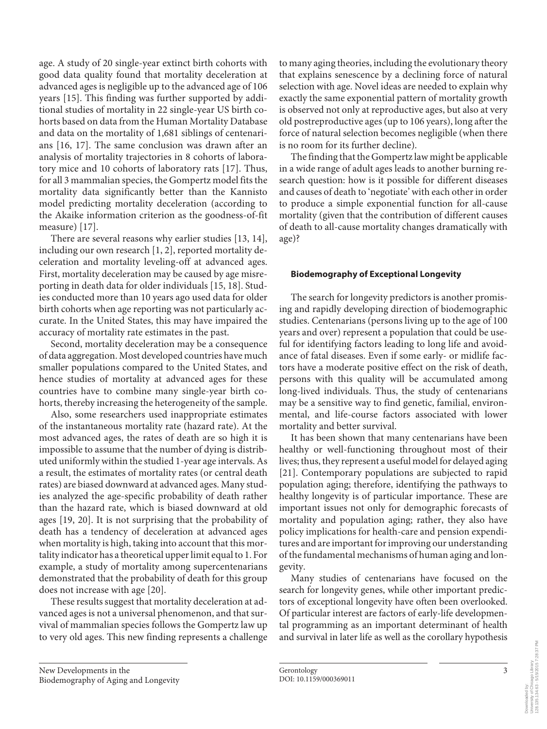age. A study of 20 single-year extinct birth cohorts with good data quality found that mortality deceleration at advanced ages is negligible up to the advanced age of 106 years [15]. This finding was further supported by additional studies of mortality in 22 single-year US birth cohorts based on data from the Human Mortality Database and data on the mortality of 1,681 siblings of centenarians [16, 17]. The same conclusion was drawn after an analysis of mortality trajectories in 8 cohorts of laboratory mice and 10 cohorts of laboratory rats [17]. Thus, for all 3 mammalian species, the Gompertz model fits the mortality data significantly better than the Kannisto model predicting mortality deceleration (according to the Akaike information criterion as the goodness-of-fit measure) [17].

There are several reasons why earlier studies [13, 14], including our own research [1, 2], reported mortality deceleration and mortality leveling-off at advanced ages. First, mortality deceleration may be caused by age misreporting in death data for older individuals [15, 18]. Studies conducted more than 10 years ago used data for older birth cohorts when age reporting was not particularly accurate. In the United States, this may have impaired the accuracy of mortality rate estimates in the past.

Second, mortality deceleration may be a consequence of data aggregation. Most developed countries have much smaller populations compared to the United States, and hence studies of mortality at advanced ages for these countries have to combine many single-year birth cohorts, thereby increasing the heterogeneity of the sample.

Also, some researchers used inappropriate estimates of the instantaneous mortality rate (hazard rate). At the most advanced ages, the rates of death are so high it is impossible to assume that the number of dying is distributed uniformly within the studied 1-year age intervals. As a result, the estimates of mortality rates (or central death rates) are biased downward at advanced ages. Many studies analyzed the age-specific probability of death rather than the hazard rate, which is biased downward at old ages [19, 20]. It is not surprising that the probability of death has a tendency of deceleration at advanced ages when mortality is high, taking into account that this mortality indicator has a theoretical upper limit equal to 1. For example, a study of mortality among supercentenarians demonstrated that the probability of death for this group does not increase with age [20].

These results suggest that mortality deceleration at advanced ages is not a universal phenomenon, and that survival of mammalian species follows the Gompertz law up to very old ages. This new finding represents a challenge to many aging theories, including the evolutionary theory that explains senescence by a declining force of natural selection with age. Novel ideas are needed to explain why exactly the same exponential pattern of mortality growth is observed not only at reproductive ages, but also at very old postreproductive ages (up to 106 years), long after the force of natural selection becomes negligible (when there is no room for its further decline).

The finding that the Gompertz law might be applicable in a wide range of adult ages leads to another burning research question: how is it possible for different diseases and causes of death to 'negotiate' with each other in order to produce a simple exponential function for all-cause mortality (given that the contribution of different causes of death to all-cause mortality changes dramatically with age)?

## Biodemography of Exceptional Longevity

The search for longevity predictors is another promising and rapidly developing direction of biodemographic studies. Centenarians (persons living up to the age of 100 years and over) represent a population that could be useful for identifying factors leading to long life and avoidance of fatal diseases. Even if some early- or midlife factors have a moderate positive effect on the risk of death, persons with this quality will be accumulated among long-lived individuals. Thus, the study of centenarians may be a sensitive way to find genetic, familial, environmental, and life-course factors associated with lower mortality and better survival.

It has been shown that many centenarians have been healthy or well-functioning throughout most of their lives; thus, they represent a useful model for delayed aging [21]. Contemporary populations are subjected to rapid population aging; therefore, identifying the pathways to healthy longevity is of particular importance. These are important issues not only for demographic forecasts of mortality and population aging; rather, they also have policy implications for health-care and pension expenditures and are important for improving our understanding of the fundamental mechanisms of human aging and longevity.

Many studies of centenarians have focused on the search for longevity genes, while other important predictors of exceptional longevity have often been overlooked. Of particular interest are factors of early-life developmental programming as an important determinant of health and survival in later life as well as the corollary hypothesis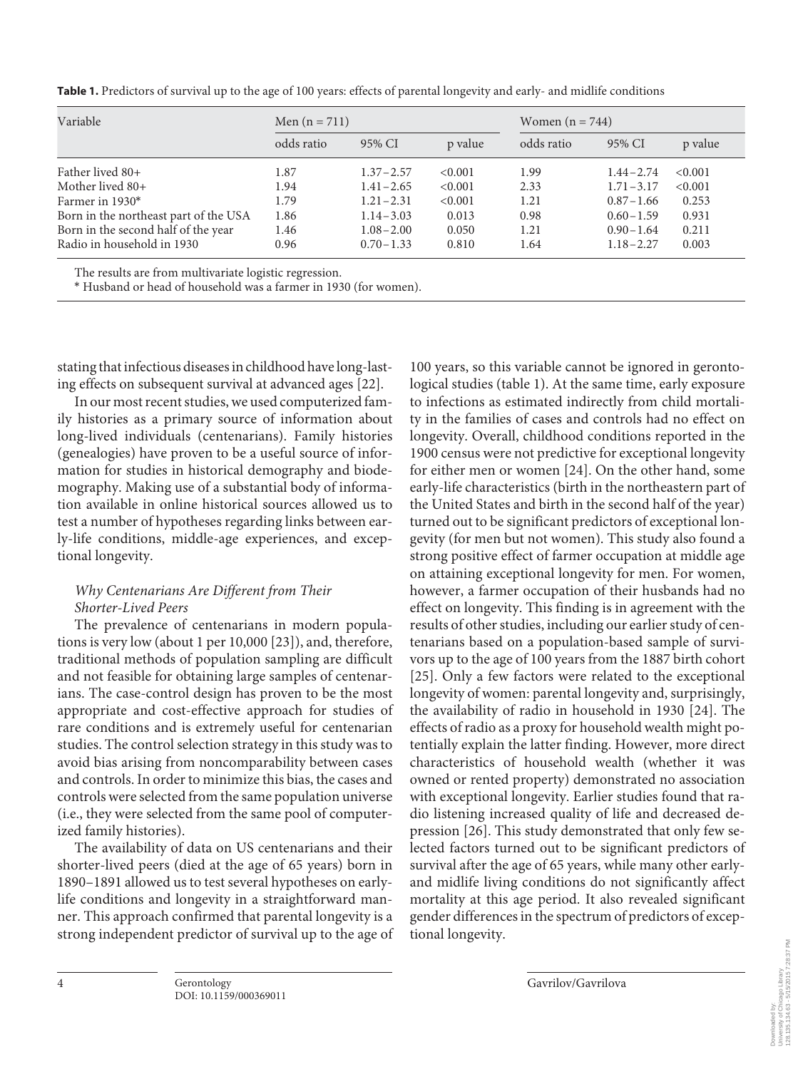**Table 1.** Predictors of survival up to the age of 100 years: effects of parental longevity and early- and midlife conditions

| Variable | Men (n = 711) | | | Women (n = 744) | | |
|---|---|---|---|---|---|---|
| | odds ratio | 95% CI | p value | odds ratio | 95% CI | p value |
| Father lived 80+ | 1.87 | 1.37–2.57 | <0.001 | 1.99 | 1.44–2.74 | <0.001 |
| Mother lived 80+ | 1.94 | 1.41–2.65 | <0.001 | 2.33 | 1.71–3.17 | <0.001 |
| Farmer in 1930* | 1.79 | 1.21–2.31 | <0.001 | 1.21 | 0.87–1.66 | 0.253 |
| Born in the northeast part of the USA | 1.86 | 1.14–3.03 | 0.013 | 0.98 | 0.60–1.59 | 0.931 |
| Born in the second half of the year | 1.46 | 1.08–2.00 | 0.050 | 1.21 | 0.90–1.64 | 0.211 |
| Radio in household in 1930 | 0.96 | 0.70–1.33 | 0.810 | 1.64 | 1.18–2.27 | 0.003 |

The results are from multivariate logistic regression.
* Husband or head of household was a farmer in 1930 (for women).

stating that infectious diseases in childhood have long-lasting effects on subsequent survival at advanced ages [22].

In our most recent studies, we used computerized family histories as a primary source of information about long-lived individuals (centenarians). Family histories (genealogies) have proven to be a useful source of information for studies in historical demography and biodemography. Making use of a substantial body of information available in online historical sources allowed us to test a number of hypotheses regarding links between early-life conditions, middle-age experiences, and exceptional longevity.

### *Why Centenarians Are Different from Their Shorter-Lived Peers*

The prevalence of centenarians in modern populations is very low (about 1 per 10,000 [23]), and, therefore, traditional methods of population sampling are difficult and not feasible for obtaining large samples of centenarians. The case-control design has proven to be the most appropriate and cost-effective approach for studies of rare conditions and is extremely useful for centenarian studies. The control selection strategy in this study was to avoid bias arising from noncomparability between cases and controls. In order to minimize this bias, the cases and controls were selected from the same population universe (i.e., they were selected from the same pool of computerized family histories).

The availability of data on US centenarians and their shorter-lived peers (died at the age of 65 years) born in 1890–1891 allowed us to test several hypotheses on early-life conditions and longevity in a straightforward manner. This approach confirmed that parental longevity is a strong independent predictor of survival up to the age of 100 years, so this variable cannot be ignored in gerontological studies (table 1). At the same time, early exposure to infections as estimated indirectly from child mortality in the families of cases and controls had no effect on longevity. Overall, childhood conditions reported in the 1900 census were not predictive for exceptional longevity for either men or women [24]. On the other hand, some early-life characteristics (birth in the northeastern part of the United States and birth in the second half of the year) turned out to be significant predictors of exceptional longevity (for men but not women). This study also found a strong positive effect of farmer occupation at middle age on attaining exceptional longevity for men. For women, however, a farmer occupation of their husbands had no effect on longevity. This finding is in agreement with the results of other studies, including our earlier study of centenarians based on a population-based sample of survivors up to the age of 100 years from the 1887 birth cohort [25]. Only a few factors were related to the exceptional longevity of women: parental longevity and, surprisingly, the availability of radio in household in 1930 [24]. The effects of radio as a proxy for household wealth might potentially explain the latter finding. However, more direct characteristics of household wealth (whether it was owned or rented property) demonstrated no association with exceptional longevity. Earlier studies found that radio listening increased quality of life and decreased depression [26]. This study demonstrated that only few selected factors turned out to be significant predictors of survival after the age of 65 years, while many other early- and midlife living conditions do not significantly affect mortality at this age period. It also revealed significant gender differences in the spectrum of predictors of exceptional longevity.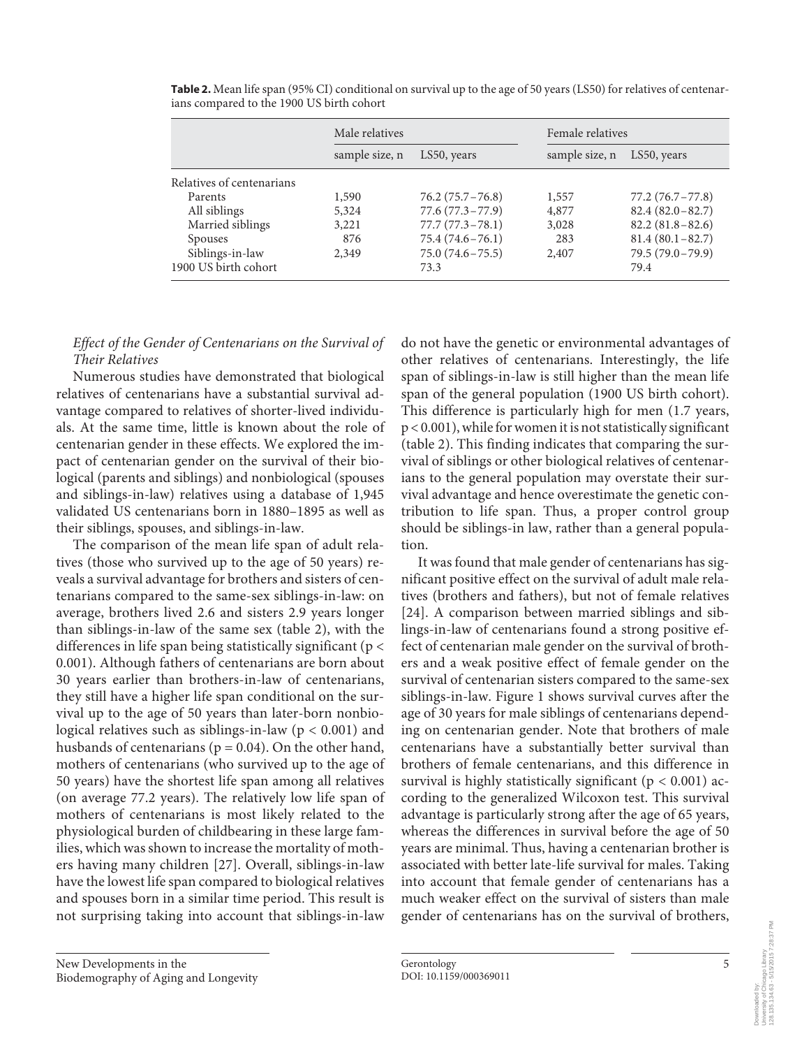**Table 2.** Mean life span (95% CI) conditional on survival up to the age of 50 years (LS50) for relatives of centenarians compared to the 1900 US birth cohort

| | Male relatives | | Female relatives | |
|---|---|---|---|---|
| | sample size, n | LS50, years | sample size, n | LS50, years |
| Relatives of centenarians | | | | |
| Parents | 1,590 | 76.2 (75.7–76.8) | 1,557 | 77.2 (76.7–77.8) |
| All siblings | 5,324 | 77.6 (77.3–77.9) | 4,877 | 82.4 (82.0–82.7) |
| Married siblings | 3,221 | 77.7 (77.3–78.1) | 3,028 | 82.2 (81.8–82.6) |
| Spouses | 876 | 75.4 (74.6–76.1) | 283 | 81.4 (80.1–82.7) |
| Siblings-in-law | 2,349 | 75.0 (74.6–75.5) | 2,407 | 79.5 (79.0–79.9) |
| 1900 US birth cohort | | 73.3 | | 79.4 |

### *Effect of the Gender of Centenarians on the Survival of Their Relatives*

Numerous studies have demonstrated that biological relatives of centenarians have a substantial survival advantage compared to relatives of shorter-lived individuals. At the same time, little is known about the role of centenarian gender in these effects. We explored the impact of centenarian gender on the survival of their biological (parents and siblings) and nonbiological (spouses and siblings-in-law) relatives using a database of 1,945 validated US centenarians born in 1880–1895 as well as their siblings, spouses, and siblings-in-law.

The comparison of the mean life span of adult relatives (those who survived up to the age of 50 years) reveals a survival advantage for brothers and sisters of centenarians compared to the same-sex siblings-in-law: on average, brothers lived 2.6 and sisters 2.9 years longer than siblings-in-law of the same sex (table 2), with the differences in life span being statistically significant ($p < 0.001$). Although fathers of centenarians are born about 30 years earlier than brothers-in-law of centenarians, they still have a higher life span conditional on the survival up to the age of 50 years than later-born nonbiological relatives such as siblings-in-law ($p < 0.001$) and husbands of centenarians ($p = 0.04$). On the other hand, mothers of centenarians (who survived up to the age of 50 years) have the shortest life span among all relatives (on average 77.2 years). The relatively low life span of mothers of centenarians is most likely related to the physiological burden of childbearing in these large families, which was shown to increase the mortality of mothers having many children [27]. Overall, siblings-in-law have the lowest life span compared to biological relatives and spouses born in a similar time period. This result is not surprising taking into account that siblings-in-law do not have the genetic or environmental advantages of other relatives of centenarians. Interestingly, the life span of siblings-in-law is still higher than the mean life span of the general population (1900 US birth cohort). This difference is particularly high for men (1.7 years, $p < 0.001$), while for women it is not statistically significant (table 2). This finding indicates that comparing the survival of siblings or other biological relatives of centenarians to the general population may overstate their survival advantage and hence overestimate the genetic contribution to life span. Thus, a proper control group should be siblings-in law, rather than a general population.

It was found that male gender of centenarians has significant positive effect on the survival of adult male relatives (brothers and fathers), but not of female relatives [24]. A comparison between married siblings and siblings-in-law of centenarians found a strong positive effect of centenarian male gender on the survival of brothers and a weak positive effect of female gender on the survival of centenarian sisters compared to the same-sex siblings-in-law. Figure 1 shows survival curves after the age of 30 years for male siblings of centenarians depending on centenarian gender. Note that brothers of male centenarians have a substantially better survival than brothers of female centenarians, and this difference in survival is highly statistically significant ($p < 0.001$) according to the generalized Wilcoxon test. This survival advantage is particularly strong after the age of 65 years, whereas the differences in survival before the age of 50 years are minimal. Thus, having a centenarian brother is associated with better late-life survival for males. Taking into account that female gender of centenarians has a much weaker effect on the survival of sisters than male gender of centenarians has on the survival of brothers,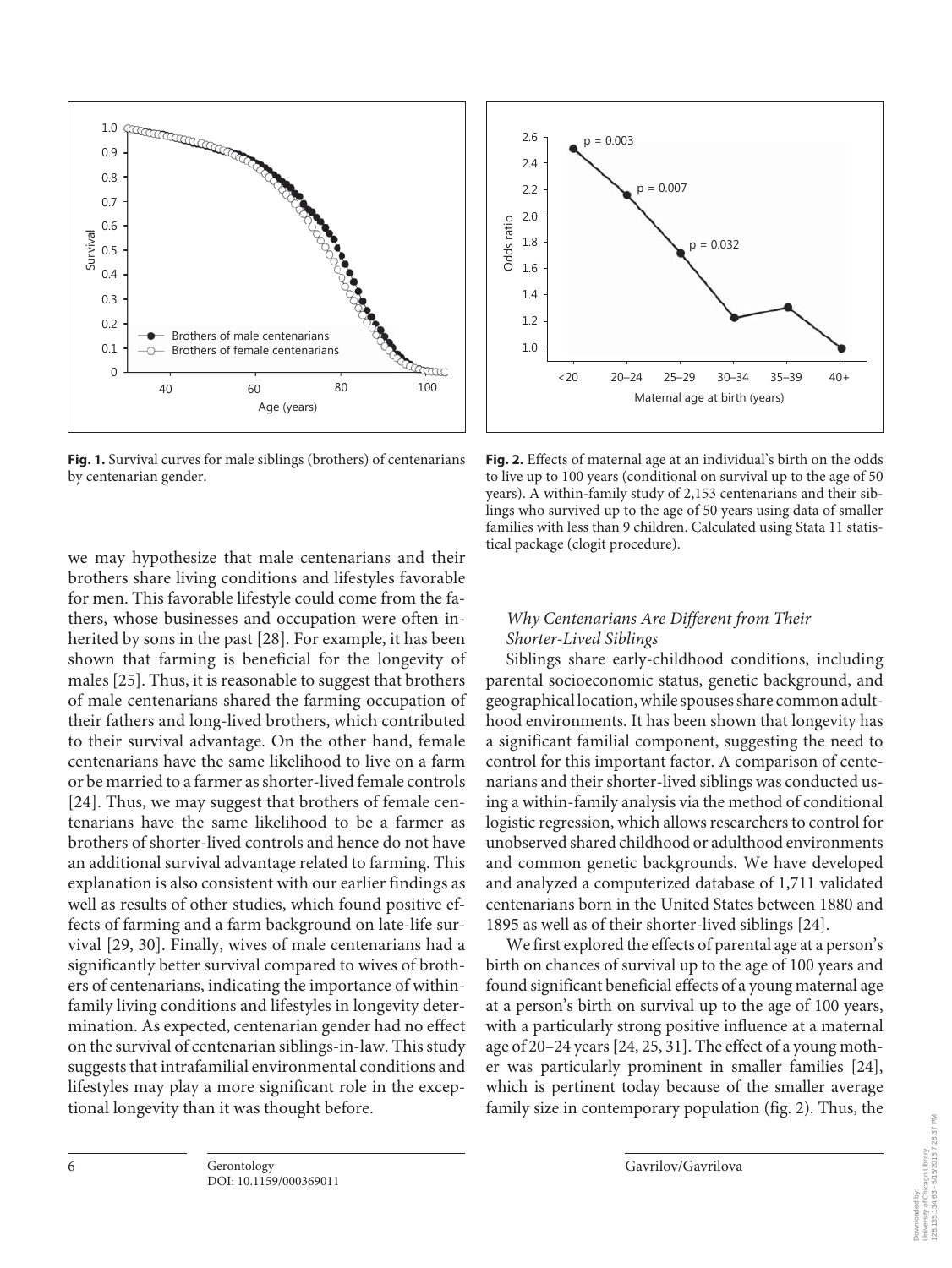**Fig. 1.** Survival curves for male siblings (brothers) of centenarians by centenarian gender.

**Fig. 2.** Effects of maternal age at an individual's birth on the odds to live up to 100 years (conditional on survival up to the age of 50 years). A within-family study of 2,153 centenarians and their siblings who survived up to the age of 50 years using data of smaller families with less than 9 children. Calculated using Stata 11 statistical package (clogit procedure).

we may hypothesize that male centenarians and their brothers share living conditions and lifestyles favorable for men. This favorable lifestyle could come from the fathers, whose businesses and occupation were often inherited by sons in the past [28]. For example, it has been shown that farming is beneficial for the longevity of males [25]. Thus, it is reasonable to suggest that brothers of male centenarians shared the farming occupation of their fathers and long-lived brothers, which contributed to their survival advantage. On the other hand, female centenarians have the same likelihood to live on a farm or be married to a farmer as shorter-lived female controls [24]. Thus, we may suggest that brothers of female centenarians have the same likelihood to be a farmer as brothers of shorter-lived controls and hence do not have an additional survival advantage related to farming. This explanation is also consistent with our earlier findings as well as results of other studies, which found positive effects of farming and a farm background on late-life survival [29, 30]. Finally, wives of male centenarians had a significantly better survival compared to wives of brothers of centenarians, indicating the importance of within-family living conditions and lifestyles in longevity determination. As expected, centenarian gender had no effect on the survival of centenarian siblings-in-law. This study suggests that intrafamilial environmental conditions and lifestyles may play a more significant role in the exceptional longevity than it was thought before.

### *Why Centenarians Are Different from Their Shorter-Lived Siblings*

Siblings share early-childhood conditions, including parental socioeconomic status, genetic background, and geographical location, while spouses share common adulthood environments. It has been shown that longevity has a significant familial component, suggesting the need to control for this important factor. A comparison of centenarians and their shorter-lived siblings was conducted using a within-family analysis via the method of conditional logistic regression, which allows researchers to control for unobserved shared childhood or adulthood environments and common genetic backgrounds. We have developed and analyzed a computerized database of 1,711 validated centenarians born in the United States between 1880 and 1895 as well as of their shorter-lived siblings [24].

We first explored the effects of parental age at a person's birth on chances of survival up to the age of 100 years and found significant beneficial effects of a young maternal age at a person's birth on survival up to the age of 100 years, with a particularly strong positive influence at a maternal age of 20–24 years [24, 25, 31]. The effect of a young mother was particularly prominent in smaller families [24], which is pertinent today because of the smaller average family size in contemporary population (fig. 2). Thus, the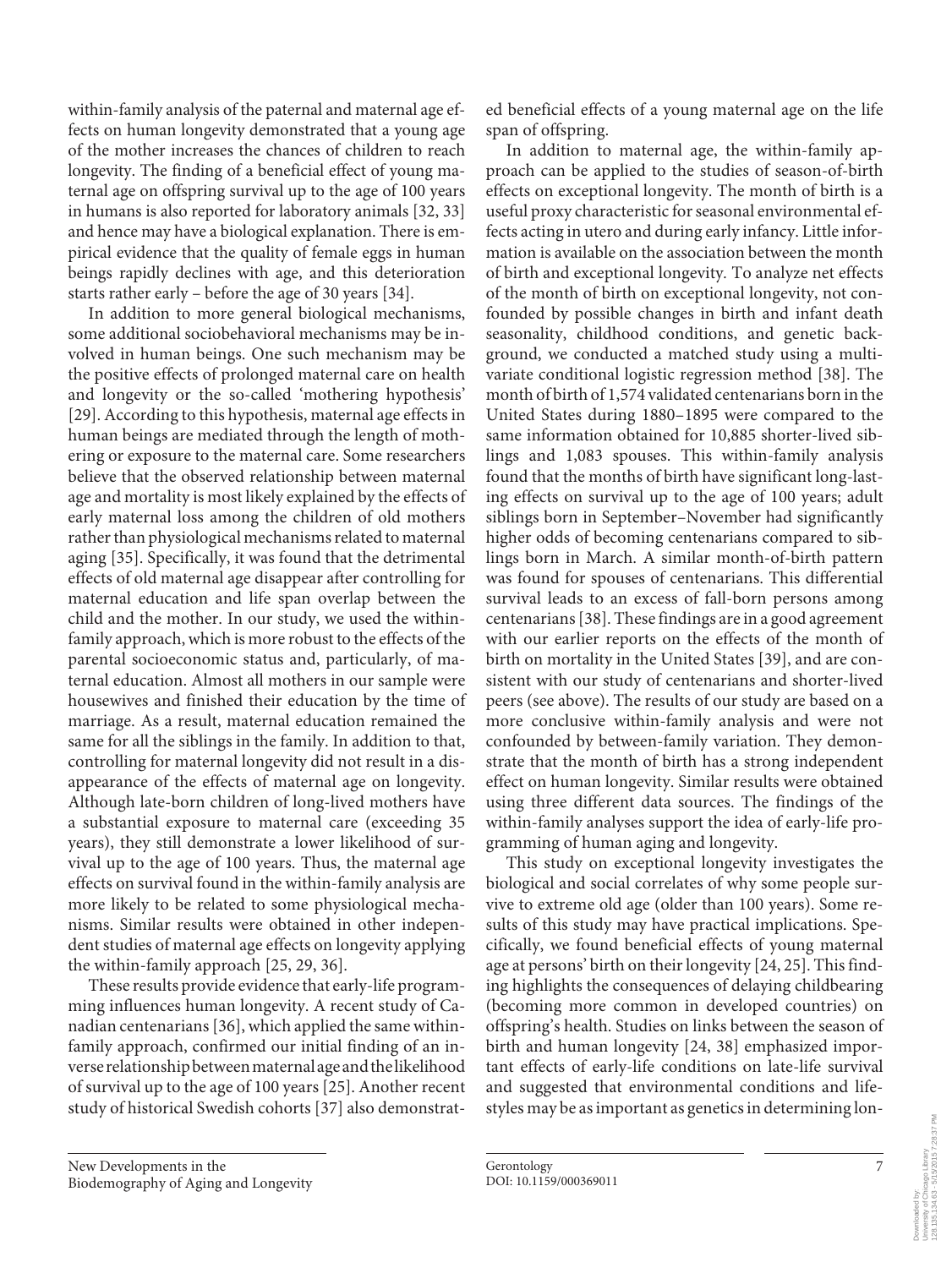within-family analysis of the paternal and maternal age effects on human longevity demonstrated that a young age of the mother increases the chances of children to reach longevity. The finding of a beneficial effect of young maternal age on offspring survival up to the age of 100 years in humans is also reported for laboratory animals [32, 33] and hence may have a biological explanation. There is empirical evidence that the quality of female eggs in human beings rapidly declines with age, and this deterioration starts rather early – before the age of 30 years [34].

In addition to more general biological mechanisms, some additional sociobehavioral mechanisms may be involved in human beings. One such mechanism may be the positive effects of prolonged maternal care on health and longevity or the so-called 'mothering hypothesis' [29]. According to this hypothesis, maternal age effects in human beings are mediated through the length of mothering or exposure to the maternal care. Some researchers believe that the observed relationship between maternal age and mortality is most likely explained by the effects of early maternal loss among the children of old mothers rather than physiological mechanisms related to maternal aging [35]. Specifically, it was found that the detrimental effects of old maternal age disappear after controlling for maternal education and life span overlap between the child and the mother. In our study, we used the within-family approach, which is more robust to the effects of the parental socioeconomic status and, particularly, of maternal education. Almost all mothers in our sample were housewives and finished their education by the time of marriage. As a result, maternal education remained the same for all the siblings in the family. In addition to that, controlling for maternal longevity did not result in a disappearance of the effects of maternal age on longevity. Although late-born children of long-lived mothers have a substantial exposure to maternal care (exceeding 35 years), they still demonstrate a lower likelihood of survival up to the age of 100 years. Thus, the maternal age effects on survival found in the within-family analysis are more likely to be related to some physiological mechanisms. Similar results were obtained in other independent studies of maternal age effects on longevity applying the within-family approach [25, 29, 36].

These results provide evidence that early-life programming influences human longevity. A recent study of Canadian centenarians [36], which applied the same within-family approach, confirmed our initial finding of an inverse relationship between maternal age and the likelihood of survival up to the age of 100 years [25]. Another recent study of historical Swedish cohorts [37] also demonstrated beneficial effects of a young maternal age on the life span of offspring.

In addition to maternal age, the within-family approach can be applied to the studies of season-of-birth effects on exceptional longevity. The month of birth is a useful proxy characteristic for seasonal environmental effects acting in utero and during early infancy. Little information is available on the association between the month of birth and exceptional longevity. To analyze net effects of the month of birth on exceptional longevity, not confounded by possible changes in birth and infant death seasonality, childhood conditions, and genetic background, we conducted a matched study using a multivariate conditional logistic regression method [38]. The month of birth of 1,574 validated centenarians born in the United States during 1880–1895 were compared to the same information obtained for 10,885 shorter-lived siblings and 1,083 spouses. This within-family analysis found that the months of birth have significant long-lasting effects on survival up to the age of 100 years; adult siblings born in September–November had significantly higher odds of becoming centenarians compared to siblings born in March. A similar month-of-birth pattern was found for spouses of centenarians. This differential survival leads to an excess of fall-born persons among centenarians [38]. These findings are in a good agreement with our earlier reports on the effects of the month of birth on mortality in the United States [39], and are consistent with our study of centenarians and shorter-lived peers (see above). The results of our study are based on a more conclusive within-family analysis and were not confounded by between-family variation. They demonstrate that the month of birth has a strong independent effect on human longevity. Similar results were obtained using three different data sources. The findings of the within-family analyses support the idea of early-life programming of human aging and longevity.

This study on exceptional longevity investigates the biological and social correlates of why some people survive to extreme old age (older than 100 years). Some results of this study may have practical implications. Specifically, we found beneficial effects of young maternal age at persons' birth on their longevity [24, 25]. This finding highlights the consequences of delaying childbearing (becoming more common in developed countries) on offspring's health. Studies on links between the season of birth and human longevity [24, 38] emphasized important effects of early-life conditions on late-life survival and suggested that environmental conditions and lifestyles may be as important as genetics in determining lon-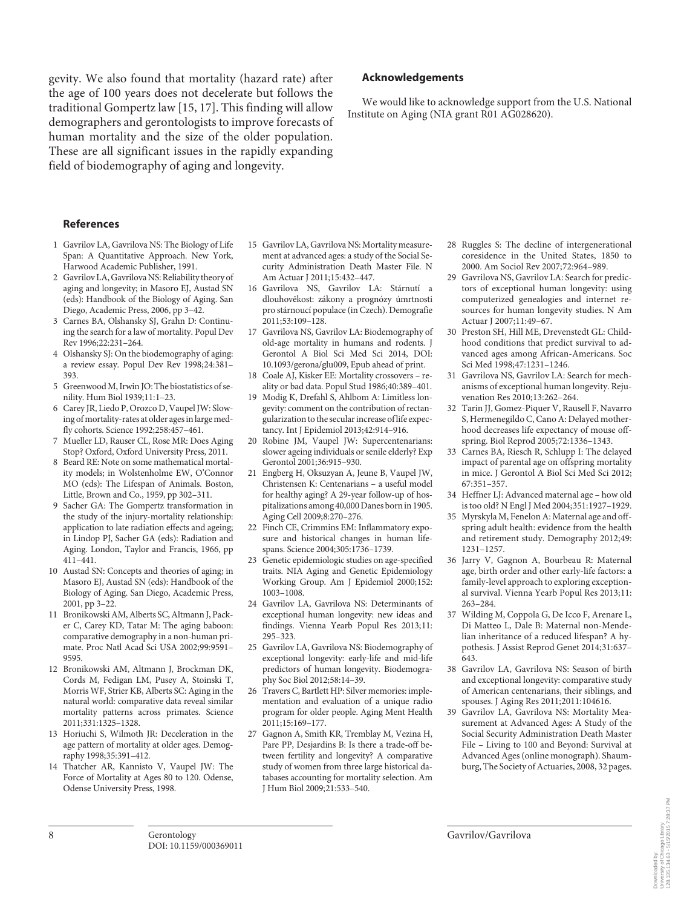gevity. We also found that mortality (hazard rate) after the age of 100 years does not decelerate but follows the traditional Gompertz law [15, 17]. This finding will allow demographers and gerontologists to improve forecasts of human mortality and the size of the older population. These are all significant issues in the rapidly expanding field of biodemography of aging and longevity.

## Acknowledgements

We would like to acknowledge support from the U.S. National Institute on Aging (NIA grant R01 AG028620).

## References

1. Gavrilov LA, Gavrilova NS: The Biology of Life Span: A Quantitative Approach. New York, Harwood Academic Publisher, 1991.
2. Gavrilov LA, Gavrilova NS: Reliability theory of aging and longevity; in Masoro EJ, Austad SN (eds): Handbook of the Biology of Aging. San Diego, Academic Press, 2006, pp 3–42.
3. Carnes BA, Olshansky SJ, Grahn D: Continuing the search for a law of mortality. Popul Dev Rev 1996;22:231–264.
4. Olshansky SJ: On the biodemography of aging: a review essay. Popul Dev Rev 1998;24:381–393.
5. Greenwood M, Irwin JO: The biostatistics of senility. Hum Biol 1939;11:1–23.
6. Carey JR, Liedo P, Orozco D, Vaupel JW: Slowing of mortality-rates at older ages in large medfly cohorts. Science 1992;258:457–461.
7. Mueller LD, Rauser CL, Rose MR: Does Aging Stop? Oxford, Oxford University Press, 2011.
8. Beard RE: Note on some mathematical mortality models; in Wolstenholme EW, O'Connor MO (eds): The Lifespan of Animals. Boston, Little, Brown and Co., 1959, pp 302–311.
9. Sacher GA: The Gompertz transformation in the study of the injury-mortality relationship: application to late radiation effects and ageing; in Lindop PJ, Sacher GA (eds): Radiation and Aging. London, Taylor and Francis, 1966, pp 411–441.
10. Austad SN: Concepts and theories of aging; in Masoro EJ, Austad SN (eds): Handbook of the Biology of Aging. San Diego, Academic Press, 2001, pp 3–22.
11. Bronikowski AM, Alberts SC, Altmann J, Packer C, Carey KD, Tatar M: The aging baboon: comparative demography in a non-human primate. Proc Natl Acad Sci USA 2002;99:9591–9595.
12. Bronikowski AM, Altmann J, Brockman DK, Cords M, Fedigan LM, Pusey A, Stoinski T, Morris WF, Strier KB, Alberts SC: Aging in the natural world: comparative data reveal similar mortality patterns across primates. Science 2011;331:1325–1328.
13. Horiuchi S, Wilmoth JR: Deceleration in the age pattern of mortality at older ages. Demography 1998;35:391–412.
14. Thatcher AR, Kannisto V, Vaupel JW: The Force of Mortality at Ages 80 to 120. Odense, Odense University Press, 1998.
15. Gavrilov LA, Gavrilova NS: Mortality measurement at advanced ages: a study of the Social Security Administration Death Master File. N Am Actuar J 2011;15:432–447.
16. Gavrilova NS, Gavrilov LA: Stárnutí a dlouhověkost: zákony a prognózy úmrtnosti pro stárnoucí populace (in Czech). Demografie 2011;53:109–128.
17. Gavrilova NS, Gavrilov LA: Biodemography of old-age mortality in humans and rodents. J Gerontol A Biol Sci Med Sci 2014, DOI: 10.1093/gerona/glu009, Epub ahead of print.
18. Coale AJ, Kisker EE: Mortality crossovers – reality or bad data. Popul Stud 1986;40:389–401.
19. Modig K, Drefahl S, Ahlbom A: Limitless longevity: comment on the contribution of rectangularization to the secular increase of life expectancy. Int J Epidemiol 2013;42:914–916.
20. Robine JM, Vaupel JW: Supercentenarians: slower ageing individuals or senile elderly? Exp Gerontol 2001;36:915–930.
21. Engberg H, Oksuzyan A, Jeune B, Vaupel JW, Christensen K: Centenarians – a useful model for healthy aging? A 29-year follow-up of hospitalizations among 40,000 Danes born in 1905. Aging Cell 2009;8:270–276.
22. Finch CE, Crimmins EM: Inflammatory exposure and historical changes in human lifespans. Science 2004;305:1736–1739.
23. Genetic epidemiologic studies on age-specified traits. NIA Aging and Genetic Epidemiology Working Group. Am J Epidemiol 2000;152:1003–1008.
24. Gavrilov LA, Gavrilova NS: Determinants of exceptional human longevity: new ideas and findings. Vienna Yearb Popul Res 2013;11:295–323.
25. Gavrilov LA, Gavrilova NS: Biodemography of exceptional longevity: early-life and mid-life predictors of human longevity. Biodemography Soc Biol 2012;58:14–39.
26. Travers C, Bartlett HP: Silver memories: implementation and evaluation of a unique radio program for older people. Aging Ment Health 2011;15:169–177.
27. Gagnon A, Smith KR, Tremblay M, Vezina H, Pare PP, Desjardins B: Is there a trade-off between fertility and longevity? A comparative study of women from three large historical databases accounting for mortality selection. Am J Hum Biol 2009;21:533–540.
28. Ruggles S: The decline of intergenerational coresidence in the United States, 1850 to 2000. Am Sociol Rev 2007;72:964–989.
29. Gavrilova NS, Gavrilov LA: Search for predictors of exceptional human longevity: using computerized genealogies and internet resources for human longevity studies. N Am Actuar J 2007;11:49–67.
30. Preston SH, Hill ME, Drevenstedt GL: Childhood conditions that predict survival to advanced ages among African-Americans. Soc Sci Med 1998;47:1231–1246.
31. Gavrilova NS, Gavrilov LA: Search for mechanisms of exceptional human longevity. Rejuvenation Res 2010;13:262–264.
32. Tarin JJ, Gomez-Piquer V, Rausell F, Navarro S, Hermenegildo C, Cano A: Delayed motherhood decreases life expectancy of mouse offspring. Biol Reprod 2005;72:1336–1343.
33. Carnes BA, Riesch R, Schlupp I: The delayed impact of parental age on offspring mortality in mice. J Gerontol A Biol Sci Med Sci 2012;67:351–357.
34. Heffner LJ: Advanced maternal age – how old is too old? N Engl J Med 2004;351:1927–1929.
35. Myrskyla M, Fenelon A: Maternal age and offspring adult health: evidence from the health and retirement study. Demography 2012;49:1231–1257.
36. Jarry V, Gagnon A, Bourbeau R: Maternal age, birth order and other early-life factors: a family-level approach to exploring exceptional survival. Vienna Yearb Popul Res 2013;11:263–284.
37. Wilding M, Coppola G, De Icco F, Arenare L, Di Matteo L, Dale B: Maternal non-Mendelian inheritance of a reduced lifespan? A hypothesis. J Assist Reprod Genet 2014;31:637–643.
38. Gavrilov LA, Gavrilova NS: Season of birth and exceptional longevity: comparative study of American centenarians, their siblings, and spouses. J Aging Res 2011;2011:104616.
39. Gavrilov LA, Gavrilova NS: Mortality Measurement at Advanced Ages: A Study of the Social Security Administration Death Master File – Living to 100 and Beyond: Survival at Advanced Ages (online monograph). Shaumburg, The Society of Actuaries, 2008, 32 pages.